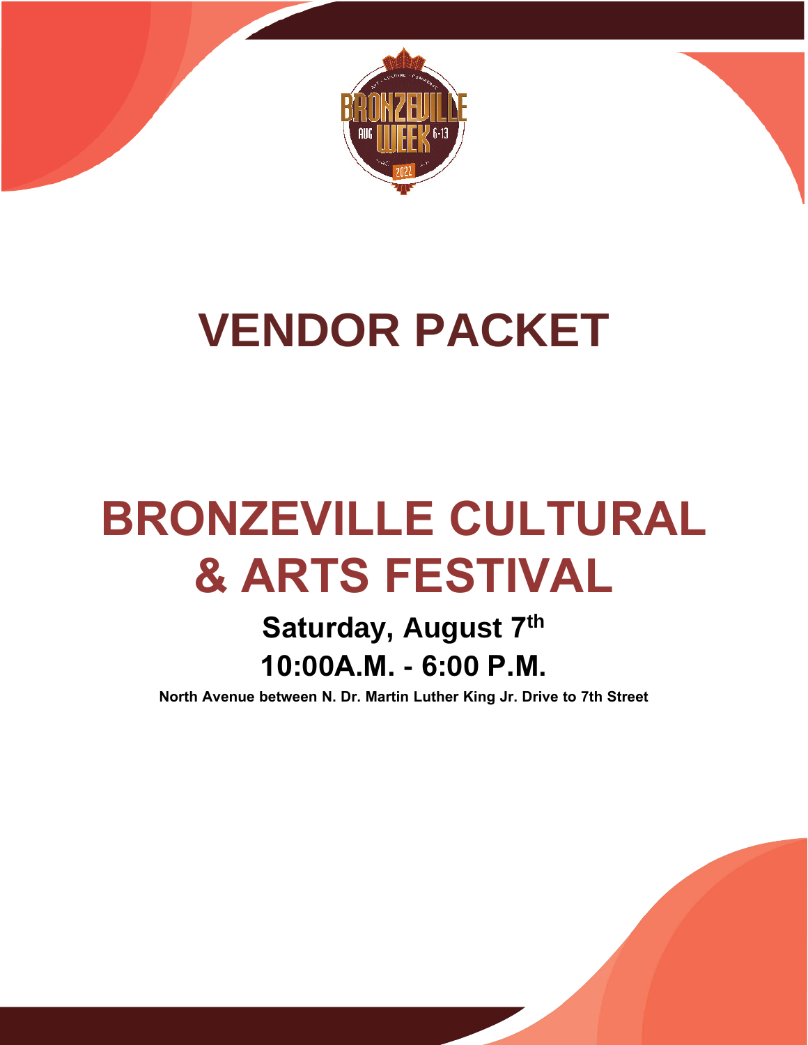# VENDOR PACKET

# BRONZEVILLE CULTURAL & ARTS FESTIVAL

## Saturday, August 7th

## 10:00A.M. - 6:00 P.M.

**North Avenue between N. Dr. Martin Luther King Jr. Drive to 7th Street**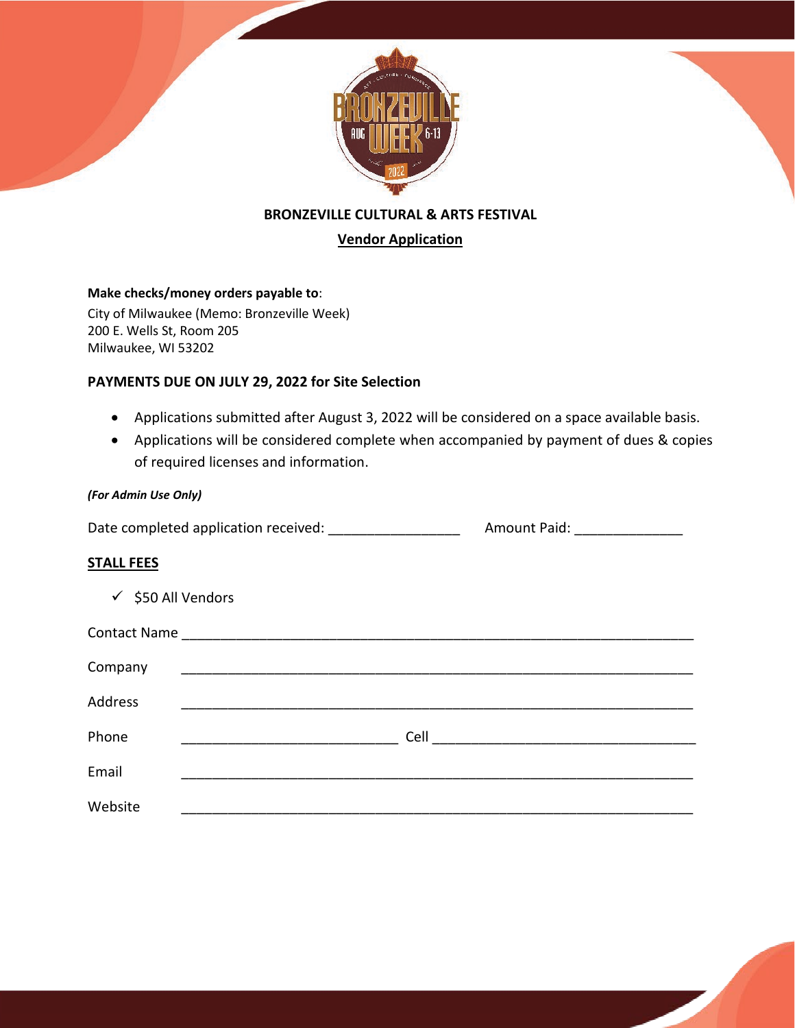**BRONZEVILLE CULTURAL & ARTS FESTIVAL**

**Vendor Application**

**Make checks/money orders payable to**:
City of Milwaukee (Memo: Bronzeville Week)
200 E. Wells St, Room 205
Milwaukee, WI 53202

**PAYMENTS DUE ON JULY 29, 2022 for Site Selection**

- Applications submitted after August 3, 2022 will be considered on a space available basis.
- Applications will be considered complete when accompanied by payment of dues & copies of required licenses and information.

***(For Admin Use Only)***

Date completed application received: _________________ Amount Paid: ______________

**STALL FEES**

- ✓ $50 All Vendors

Contact Name ____________________________________________________________________

Company ____________________________________________________________________

Address ____________________________________________________________________

Phone ____________________________ Cell __________________________________

Email ____________________________________________________________________

Website ____________________________________________________________________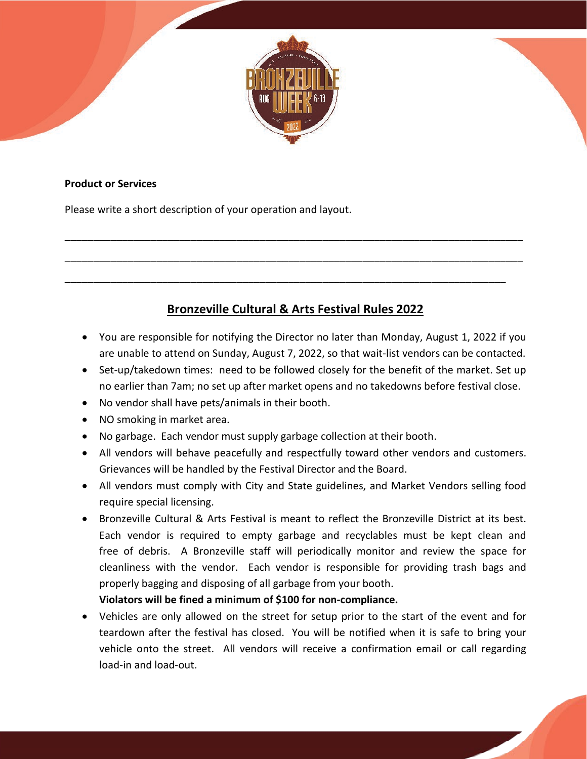**Product or Services**

Please write a short description of your operation and layout.

\_\_\_\_\_\_\_\_\_\_\_\_\_\_\_\_\_\_\_\_\_\_\_\_\_\_\_\_\_\_\_\_\_\_\_\_\_\_\_\_\_\_\_\_\_\_\_\_\_\_\_\_\_\_\_\_\_\_\_\_\_\_\_\_\_\_\_\_\_\_\_\_\_\_\_\_

\_\_\_\_\_\_\_\_\_\_\_\_\_\_\_\_\_\_\_\_\_\_\_\_\_\_\_\_\_\_\_\_\_\_\_\_\_\_\_\_\_\_\_\_\_\_\_\_\_\_\_\_\_\_\_\_\_\_\_\_\_\_\_\_\_\_\_\_\_\_\_\_\_\_\_\_

\_\_\_\_\_\_\_\_\_\_\_\_\_\_\_\_\_\_\_\_\_\_\_\_\_\_\_\_\_\_\_\_\_\_\_\_\_\_\_\_\_\_\_\_\_\_\_\_\_\_\_\_\_\_\_\_\_\_\_\_\_\_\_\_\_\_\_\_\_\_\_\_\_\_\_

## Bronzeville Cultural & Arts Festival Rules 2022

- You are responsible for notifying the Director no later than Monday, August 1, 2022 if you are unable to attend on Sunday, August 7, 2022, so that wait-list vendors can be contacted.
- Set-up/takedown times: need to be followed closely for the benefit of the market. Set up no earlier than 7am; no set up after market opens and no takedowns before festival close.
- No vendor shall have pets/animals in their booth.
- NO smoking in market area.
- No garbage. Each vendor must supply garbage collection at their booth.
- All vendors will behave peacefully and respectfully toward other vendors and customers. Grievances will be handled by the Festival Director and the Board.
- All vendors must comply with City and State guidelines, and Market Vendors selling food require special licensing.
- Bronzeville Cultural & Arts Festival is meant to reflect the Bronzeville District at its best. Each vendor is required to empty garbage and recyclables must be kept clean and free of debris. A Bronzeville staff will periodically monitor and review the space for cleanliness with the vendor. Each vendor is responsible for providing trash bags and properly bagging and disposing of all garbage from your booth.
  **Violators will be fined a minimum of $100 for non-compliance.**
- Vehicles are only allowed on the street for setup prior to the start of the event and for teardown after the festival has closed. You will be notified when it is safe to bring your vehicle onto the street. All vendors will receive a confirmation email or call regarding load-in and load-out.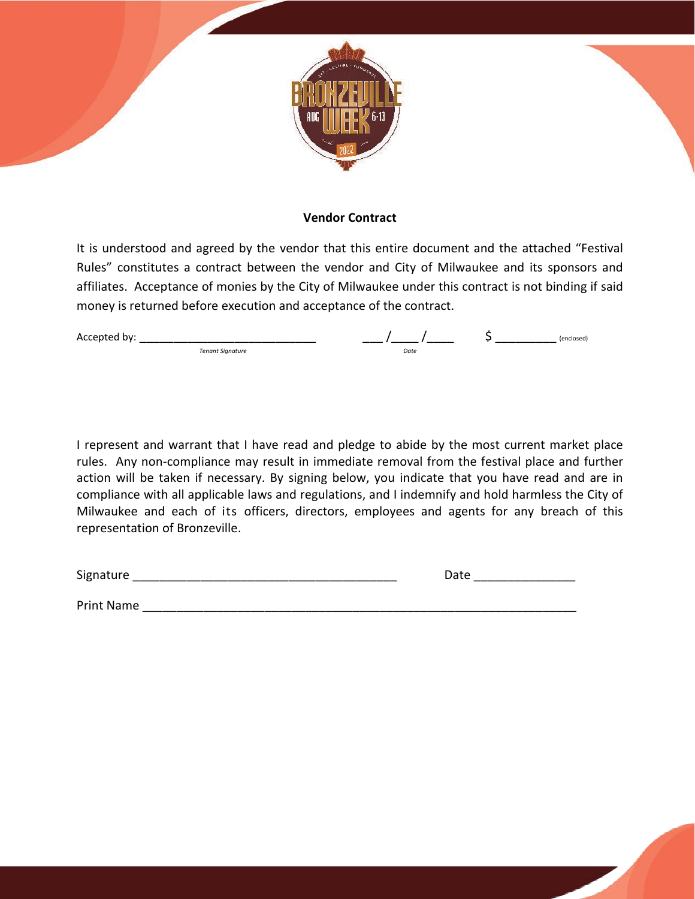**Vendor Contract**

It is understood and agreed by the vendor that this entire document and the attached "Festival Rules" constitutes a contract between the vendor and City of Milwaukee and its sponsors and affiliates. Acceptance of monies by the City of Milwaukee under this contract is not binding if said money is returned before execution and acceptance of the contract.

Accepted by: ______________________________ ___ /____ /____ $ __________ (enclosed)

*Tenant Signature* *Date*

I represent and warrant that I have read and pledge to abide by the most current market place rules. Any non-compliance may result in immediate removal from the festival place and further action will be taken if necessary. By signing below, you indicate that you have read and are in compliance with all applicable laws and regulations, and I indemnify and hold harmless the City of Milwaukee and each of its officers, directors, employees and agents for any breach of this representation of Bronzeville.

Signature ________________________________________ Date _______________

Print Name _________________________________________________________________